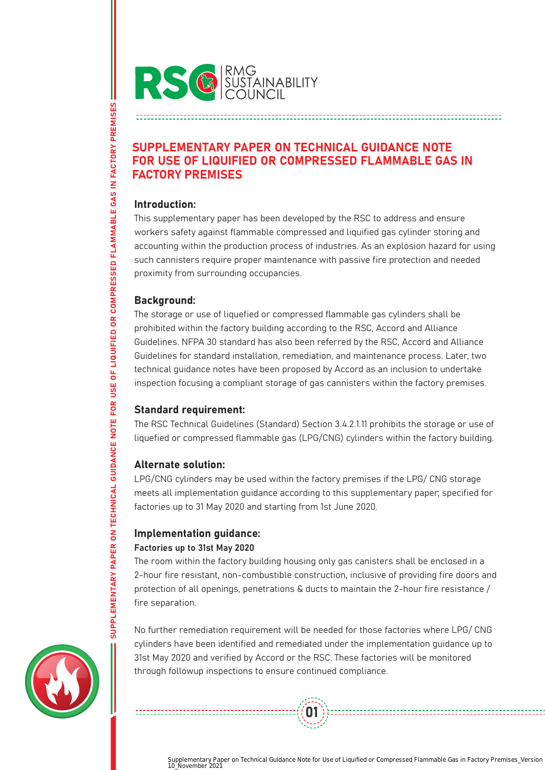RSC RMG SUSTAINABILITY COUNCIL

# SUPPLEMENTARY PAPER ON TECHNICAL GUIDANCE NOTE FOR USE OF LIQUIFIED OR COMPRESSED FLAMMABLE GAS IN FACTORY PREMISES

## Introduction:

This supplementary paper has been developed by the RSC to address and ensure workers safety against flammable compressed and liquified gas cylinder storing and accounting within the production process of industries. As an explosion hazard for using such cannisters require proper maintenance with passive fire protection and needed proximity from surrounding occupancies.

## Background:

The storage or use of liquefied or compressed flammable gas cylinders shall be prohibited within the factory building according to the RSC, Accord and Alliance Guidelines. NFPA 30 standard has also been referred by the RSC, Accord and Alliance Guidelines for standard installation, remediation, and maintenance process. Later, two technical guidance notes have been proposed by Accord as an inclusion to undertake inspection focusing a compliant storage of gas cannisters within the factory premises.

## Standard requirement:

The RSC Technical Guidelines (Standard) Section 3.4.2.1.11 prohibits the storage or use of liquefied or compressed flammable gas (LPG/CNG) cylinders within the factory building.

## Alternate solution:

LPG/CNG cylinders may be used within the factory premises if the LPG/ CNG storage meets all implementation guidance according to this supplementary paper; specified for factories up to 31 May 2020 and starting from 1st June 2020.

## Implementation guidance:

### Factories up to 31st May 2020

The room within the factory building housing only gas canisters shall be enclosed in a 2-hour fire resistant, non-combustible construction, inclusive of providing fire doors and protection of all openings, penetrations & ducts to maintain the 2-hour fire resistance / fire separation.

No further remediation requirement will be needed for those factories where LPG/ CNG cylinders have been identified and remediated under the implementation guidance up to 31st May 2020 and verified by Accord or the RSC. These factories will be monitored through followup inspections to ensure continued compliance.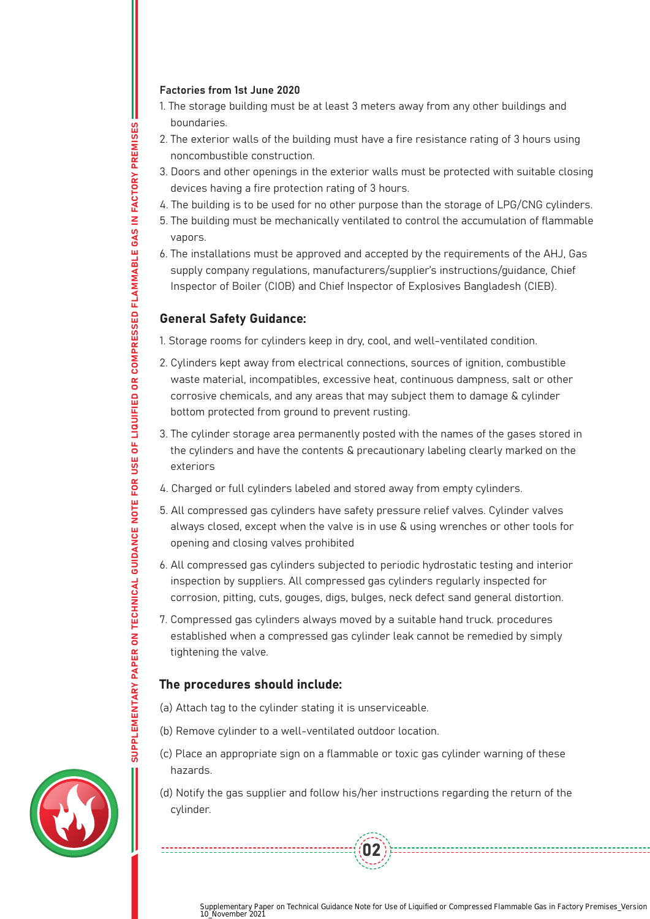**Factories from 1st June 2020**

1. The storage building must be at least 3 meters away from any other buildings and boundaries.
2. The exterior walls of the building must have a fire resistance rating of 3 hours using noncombustible construction.
3. Doors and other openings in the exterior walls must be protected with suitable closing devices having a fire protection rating of 3 hours.
4. The building is to be used for no other purpose than the storage of LPG/CNG cylinders.
5. The building must be mechanically ventilated to control the accumulation of flammable vapors.
6. The installations must be approved and accepted by the requirements of the AHJ, Gas supply company regulations, manufacturers/supplier's instructions/guidance, Chief Inspector of Boiler (CIOB) and Chief Inspector of Explosives Bangladesh (CIEB).

## General Safety Guidance:

1. Storage rooms for cylinders keep in dry, cool, and well-ventilated condition.
2. Cylinders kept away from electrical connections, sources of ignition, combustible waste material, incompatibles, excessive heat, continuous dampness, salt or other corrosive chemicals, and any areas that may subject them to damage & cylinder bottom protected from ground to prevent rusting.
3. The cylinder storage area permanently posted with the names of the gases stored in the cylinders and have the contents & precautionary labeling clearly marked on the exteriors
4. Charged or full cylinders labeled and stored away from empty cylinders.
5. All compressed gas cylinders have safety pressure relief valves. Cylinder valves always closed, except when the valve is in use & using wrenches or other tools for opening and closing valves prohibited
6. All compressed gas cylinders subjected to periodic hydrostatic testing and interior inspection by suppliers. All compressed gas cylinders regularly inspected for corrosion, pitting, cuts, gouges, digs, bulges, neck defect sand general distortion.
7. Compressed gas cylinders always moved by a suitable hand truck. procedures established when a compressed gas cylinder leak cannot be remedied by simply tightening the valve.

## The procedures should include:

(a) Attach tag to the cylinder stating it is unserviceable.

(b) Remove cylinder to a well-ventilated outdoor location.

(c) Place an appropriate sign on a flammable or toxic gas cylinder warning of these hazards.

(d) Notify the gas supplier and follow his/her instructions regarding the return of the cylinder.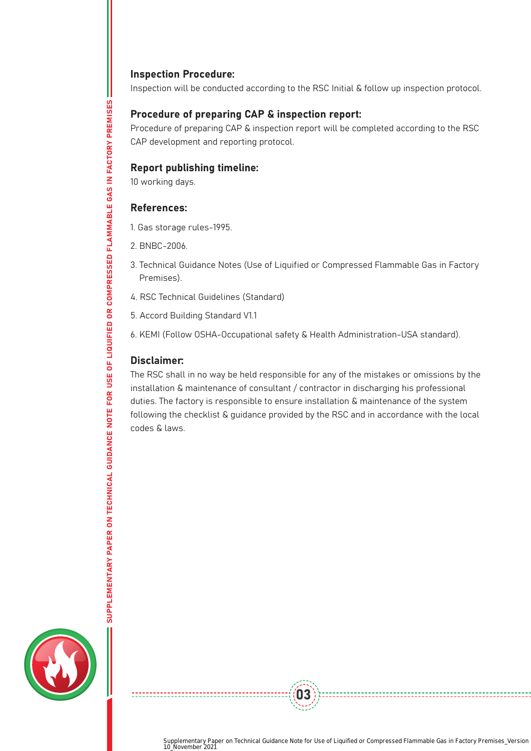### Inspection Procedure:

Inspection will be conducted according to the RSC Initial & follow up inspection protocol.

### Procedure of preparing CAP & inspection report:

Procedure of preparing CAP & inspection report will be completed according to the RSC CAP development and reporting protocol.

### Report publishing timeline:

10 working days.

### References:

1. Gas storage rules-1995.
2. BNBC-2006.
3. Technical Guidance Notes (Use of Liquified or Compressed Flammable Gas in Factory Premises).
4. RSC Technical Guidelines (Standard)
5. Accord Building Standard V1.1
6. KEMI (Follow OSHA-Occupational safety & Health Administration-USA standard).

### Disclaimer:

The RSC shall in no way be held responsible for any of the mistakes or omissions by the installation & maintenance of consultant / contractor in discharging his professional duties. The factory is responsible to ensure installation & maintenance of the system following the checklist & guidance provided by the RSC and in accordance with the local codes & laws.